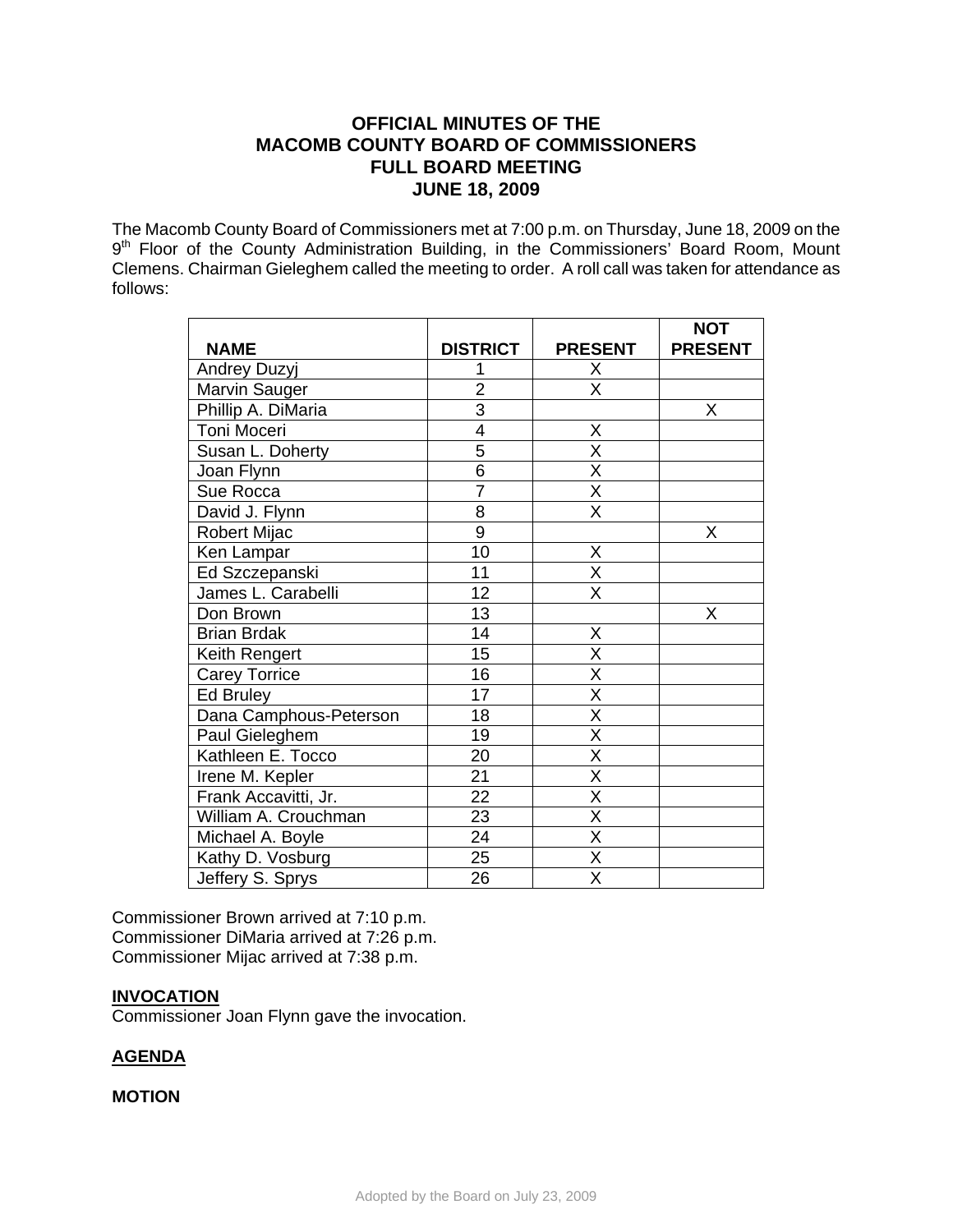# OFFICIAL MINUTES OF THE MACOMB COUNTY BOARD OF COMMISSIONERS FULL BOARD MEETING JUNE 18, 2009

The Macomb County Board of Commissioners met at 7:00 p.m. on Thursday, June 18, 2009 on the 9th Floor of the County Administration Building, in the Commissioners' Board Room, Mount Clemens. Chairman Gieleghem called the meeting to order. A roll call was taken for attendance as follows:

| NAME | DISTRICT | PRESENT | NOT PRESENT |
|---|---|---|---|
| Andrey Duzyj | 1 | X | |
| Marvin Sauger | 2 | X | |
| Phillip A. DiMaria | 3 | | X |
| Toni Moceri | 4 | X | |
| Susan L. Doherty | 5 | X | |
| Joan Flynn | 6 | X | |
| Sue Rocca | 7 | X | |
| David J. Flynn | 8 | X | |
| Robert Mijac | 9 | | X |
| Ken Lampar | 10 | X | |
| Ed Szczepanski | 11 | X | |
| James L. Carabelli | 12 | X | |
| Don Brown | 13 | | X |
| Brian Brdak | 14 | X | |
| Keith Rengert | 15 | X | |
| Carey Torrice | 16 | X | |
| Ed Bruley | 17 | X | |
| Dana Camphous-Peterson | 18 | X | |
| Paul Gieleghem | 19 | X | |
| Kathleen E. Tocco | 20 | X | |
| Irene M. Kepler | 21 | X | |
| Frank Accavitti, Jr. | 22 | X | |
| William A. Crouchman | 23 | X | |
| Michael A. Boyle | 24 | X | |
| Kathy D. Vosburg | 25 | X | |
| Jeffery S. Sprys | 26 | X | |

Commissioner Brown arrived at 7:10 p.m.
Commissioner DiMaria arrived at 7:26 p.m.
Commissioner Mijac arrived at 7:38 p.m.

**INVOCATION**

Commissioner Joan Flynn gave the invocation.

**AGENDA**

**MOTION**

Adopted by the Board on July 23, 2009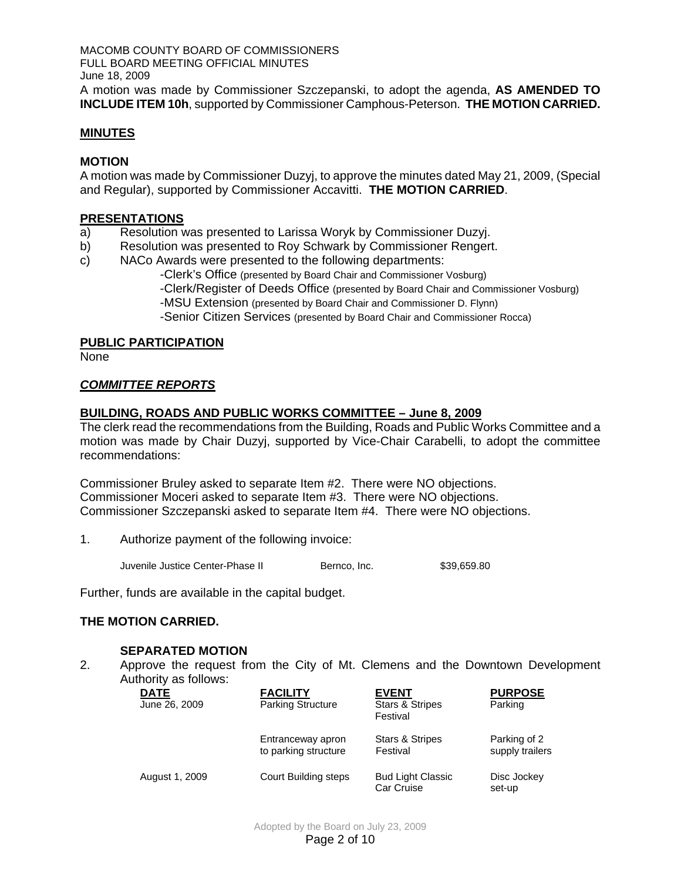A motion was made by Commissioner Szczepanski, to adopt the agenda, **AS AMENDED TO INCLUDE ITEM 10h**, supported by Commissioner Camphous-Peterson. **THE MOTION CARRIED.**

## MINUTES

### MOTION

A motion was made by Commissioner Duzyj, to approve the minutes dated May 21, 2009, (Special and Regular), supported by Commissioner Accavitti. **THE MOTION CARRIED**.

## PRESENTATIONS

a) Resolution was presented to Larissa Woryk by Commissioner Duzyj.
b) Resolution was presented to Roy Schwark by Commissioner Rengert.
c) NACo Awards were presented to the following departments:
   - Clerk's Office (presented by Board Chair and Commissioner Vosburg)
   - Clerk/Register of Deeds Office (presented by Board Chair and Commissioner Vosburg)
   - MSU Extension (presented by Board Chair and Commissioner D. Flynn)
   - Senior Citizen Services (presented by Board Chair and Commissioner Rocca)

## PUBLIC PARTICIPATION

None

## *COMMITTEE REPORTS*

### BUILDING, ROADS AND PUBLIC WORKS COMMITTEE – June 8, 2009

The clerk read the recommendations from the Building, Roads and Public Works Committee and a motion was made by Chair Duzyj, supported by Vice-Chair Carabelli, to adopt the committee recommendations:

Commissioner Bruley asked to separate Item #2. There were NO objections.
Commissioner Moceri asked to separate Item #3. There were NO objections.
Commissioner Szczepanski asked to separate Item #4. There were NO objections.

1. Authorize payment of the following invoice:

| | | |
|---|---|---|
| Juvenile Justice Center-Phase II | Bernco, Inc. | $39,659.80 |

Further, funds are available in the capital budget.

**THE MOTION CARRIED.**

**SEPARATED MOTION**

2. Approve the request from the City of Mt. Clemens and the Downtown Development Authority as follows:

| DATE | FACILITY | EVENT | PURPOSE |
|---|---|---|---|
| June 26, 2009 | Parking Structure | Stars & Stripes Festival | Parking |
| | Entranceway apron to parking structure | Stars & Stripes Festival | Parking of 2 supply trailers |
| August 1, 2009 | Court Building steps | Bud Light Classic Car Cruise | Disc Jockey set-up |

Adopted by the Board on July 23, 2009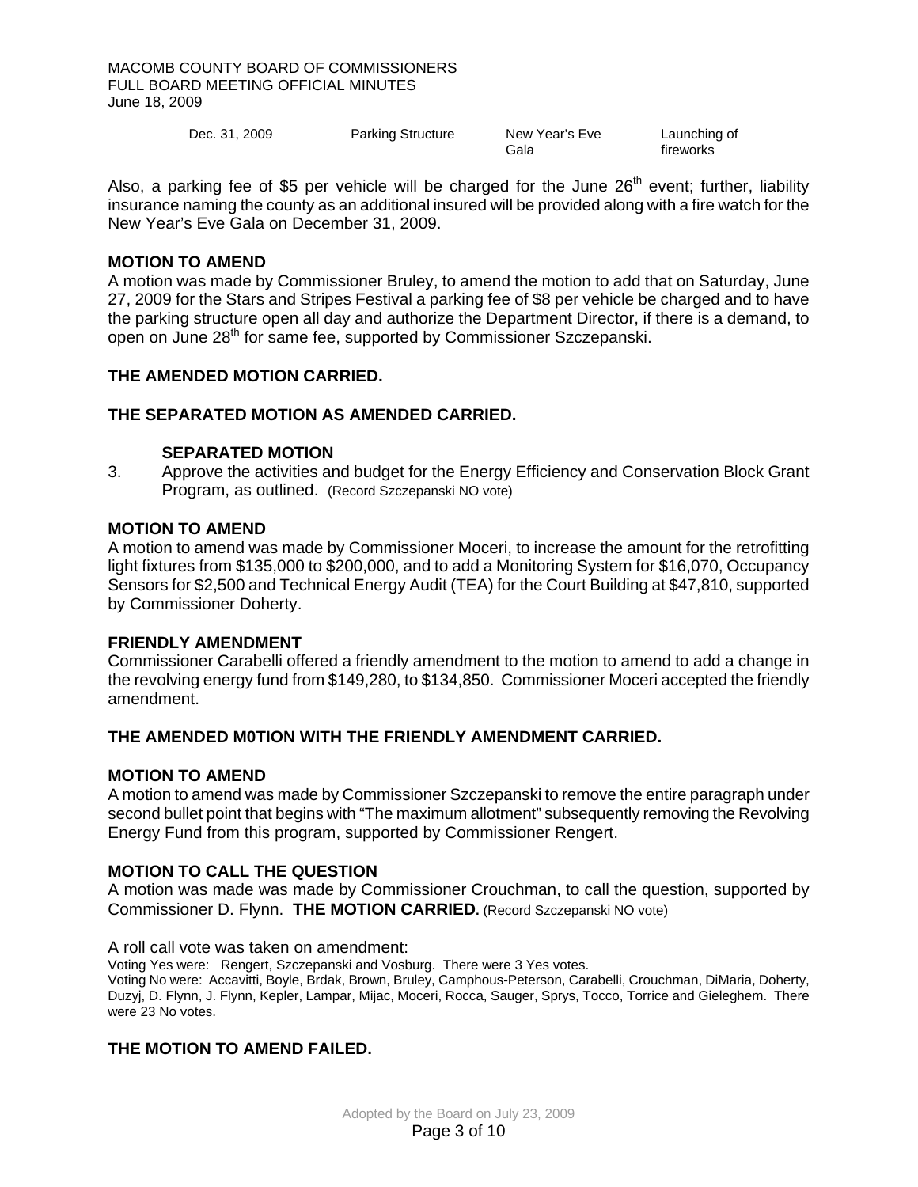| Dec. 31, 2009 | Parking Structure | New Year's Eve Gala | Launching of fireworks |
|---|---|---|---|

Also, a parking fee of $5 per vehicle will be charged for the June 26th event; further, liability insurance naming the county as an additional insured will be provided along with a fire watch for the New Year's Eve Gala on December 31, 2009.

**MOTION TO AMEND**

A motion was made by Commissioner Bruley, to amend the motion to add that on Saturday, June 27, 2009 for the Stars and Stripes Festival a parking fee of $8 per vehicle be charged and to have the parking structure open all day and authorize the Department Director, if there is a demand, to open on June 28th for same fee, supported by Commissioner Szczepanski.

**THE AMENDED MOTION CARRIED.**

**THE SEPARATED MOTION AS AMENDED CARRIED.**

**SEPARATED MOTION**

3. Approve the activities and budget for the Energy Efficiency and Conservation Block Grant Program, as outlined. (Record Szczepanski NO vote)

**MOTION TO AMEND**

A motion to amend was made by Commissioner Moceri, to increase the amount for the retrofitting light fixtures from $135,000 to $200,000, and to add a Monitoring System for $16,070, Occupancy Sensors for $2,500 and Technical Energy Audit (TEA) for the Court Building at $47,810, supported by Commissioner Doherty.

**FRIENDLY AMENDMENT**

Commissioner Carabelli offered a friendly amendment to the motion to amend to add a change in the revolving energy fund from $149,280, to $134,850. Commissioner Moceri accepted the friendly amendment.

**THE AMENDED M0TION WITH THE FRIENDLY AMENDMENT CARRIED.**

**MOTION TO AMEND**

A motion to amend was made by Commissioner Szczepanski to remove the entire paragraph under second bullet point that begins with "The maximum allotment" subsequently removing the Revolving Energy Fund from this program, supported by Commissioner Rengert.

**MOTION TO CALL THE QUESTION**

A motion was made by Commissioner Crouchman, to call the question, supported by Commissioner D. Flynn. **THE MOTION CARRIED.** (Record Szczepanski NO vote)

A roll call vote was taken on amendment:

Voting Yes were: Rengert, Szczepanski and Vosburg. There were 3 Yes votes.

Voting No were: Accavitti, Boyle, Brdak, Brown, Bruley, Camphous-Peterson, Carabelli, Crouchman, DiMaria, Doherty, Duzyj, D. Flynn, J. Flynn, Kepler, Lampar, Mijac, Moceri, Rocca, Sauger, Sprys, Tocco, Torrice and Gieleghem. There were 23 No votes.

**THE MOTION TO AMEND FAILED.**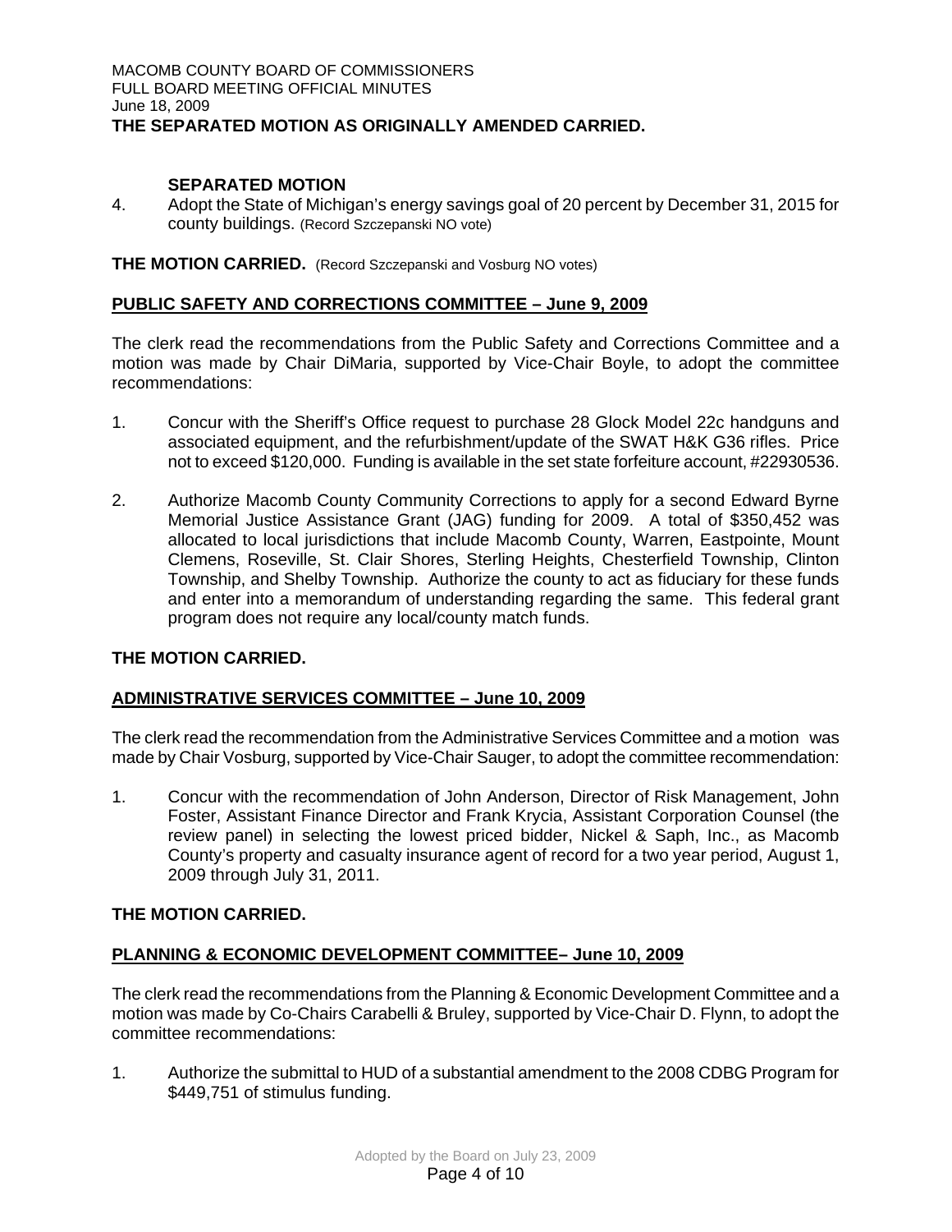**THE SEPARATED MOTION AS ORIGINALLY AMENDED CARRIED.**

**SEPARATED MOTION**

4. Adopt the State of Michigan's energy savings goal of 20 percent by December 31, 2015 for county buildings. (Record Szczepanski NO vote)

**THE MOTION CARRIED.** (Record Szczepanski and Vosburg NO votes)

## PUBLIC SAFETY AND CORRECTIONS COMMITTEE – June 9, 2009

The clerk read the recommendations from the Public Safety and Corrections Committee and a motion was made by Chair DiMaria, supported by Vice-Chair Boyle, to adopt the committee recommendations:

1. Concur with the Sheriff's Office request to purchase 28 Glock Model 22c handguns and associated equipment, and the refurbishment/update of the SWAT H&K G36 rifles. Price not to exceed $120,000. Funding is available in the set state forfeiture account, #22930536.

2. Authorize Macomb County Community Corrections to apply for a second Edward Byrne Memorial Justice Assistance Grant (JAG) funding for 2009. A total of $350,452 was allocated to local jurisdictions that include Macomb County, Warren, Eastpointe, Mount Clemens, Roseville, St. Clair Shores, Sterling Heights, Chesterfield Township, Clinton Township, and Shelby Township. Authorize the county to act as fiduciary for these funds and enter into a memorandum of understanding regarding the same. This federal grant program does not require any local/county match funds.

**THE MOTION CARRIED.**

## ADMINISTRATIVE SERVICES COMMITTEE – June 10, 2009

The clerk read the recommendation from the Administrative Services Committee and a motion was made by Chair Vosburg, supported by Vice-Chair Sauger, to adopt the committee recommendation:

1. Concur with the recommendation of John Anderson, Director of Risk Management, John Foster, Assistant Finance Director and Frank Krycia, Assistant Corporation Counsel (the review panel) in selecting the lowest priced bidder, Nickel & Saph, Inc., as Macomb County's property and casualty insurance agent of record for a two year period, August 1, 2009 through July 31, 2011.

**THE MOTION CARRIED.**

## PLANNING & ECONOMIC DEVELOPMENT COMMITTEE– June 10, 2009

The clerk read the recommendations from the Planning & Economic Development Committee and a motion was made by Co-Chairs Carabelli & Bruley, supported by Vice-Chair D. Flynn, to adopt the committee recommendations:

1. Authorize the submittal to HUD of a substantial amendment to the 2008 CDBG Program for $449,751 of stimulus funding.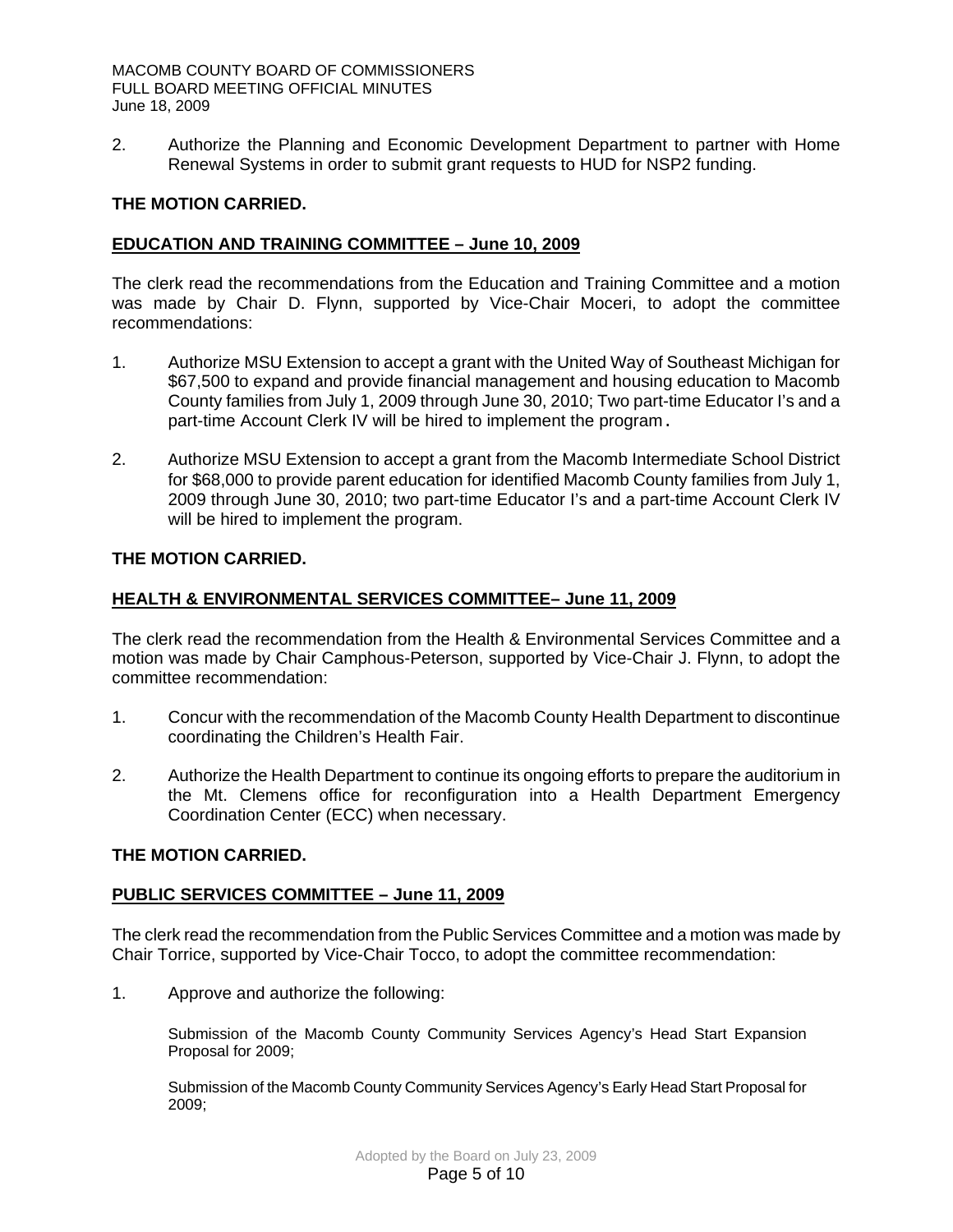2. Authorize the Planning and Economic Development Department to partner with Home Renewal Systems in order to submit grant requests to HUD for NSP2 funding.

**THE MOTION CARRIED.**

**EDUCATION AND TRAINING COMMITTEE – June 10, 2009**

The clerk read the recommendations from the Education and Training Committee and a motion was made by Chair D. Flynn, supported by Vice-Chair Moceri, to adopt the committee recommendations:

1. Authorize MSU Extension to accept a grant with the United Way of Southeast Michigan for $67,500 to expand and provide financial management and housing education to Macomb County families from July 1, 2009 through June 30, 2010; Two part-time Educator I's and a part-time Account Clerk IV will be hired to implement the program.

2. Authorize MSU Extension to accept a grant from the Macomb Intermediate School District for $68,000 to provide parent education for identified Macomb County families from July 1, 2009 through June 30, 2010; two part-time Educator I's and a part-time Account Clerk IV will be hired to implement the program.

**THE MOTION CARRIED.**

**HEALTH & ENVIRONMENTAL SERVICES COMMITTEE– June 11, 2009**

The clerk read the recommendation from the Health & Environmental Services Committee and a motion was made by Chair Camphous-Peterson, supported by Vice-Chair J. Flynn, to adopt the committee recommendation:

1. Concur with the recommendation of the Macomb County Health Department to discontinue coordinating the Children's Health Fair.

2. Authorize the Health Department to continue its ongoing efforts to prepare the auditorium in the Mt. Clemens office for reconfiguration into a Health Department Emergency Coordination Center (ECC) when necessary.

**THE MOTION CARRIED.**

**PUBLIC SERVICES COMMITTEE – June 11, 2009**

The clerk read the recommendation from the Public Services Committee and a motion was made by Chair Torrice, supported by Vice-Chair Tocco, to adopt the committee recommendation:

1. Approve and authorize the following:

   Submission of the Macomb County Community Services Agency's Head Start Expansion Proposal for 2009;

   Submission of the Macomb County Community Services Agency's Early Head Start Proposal for 2009;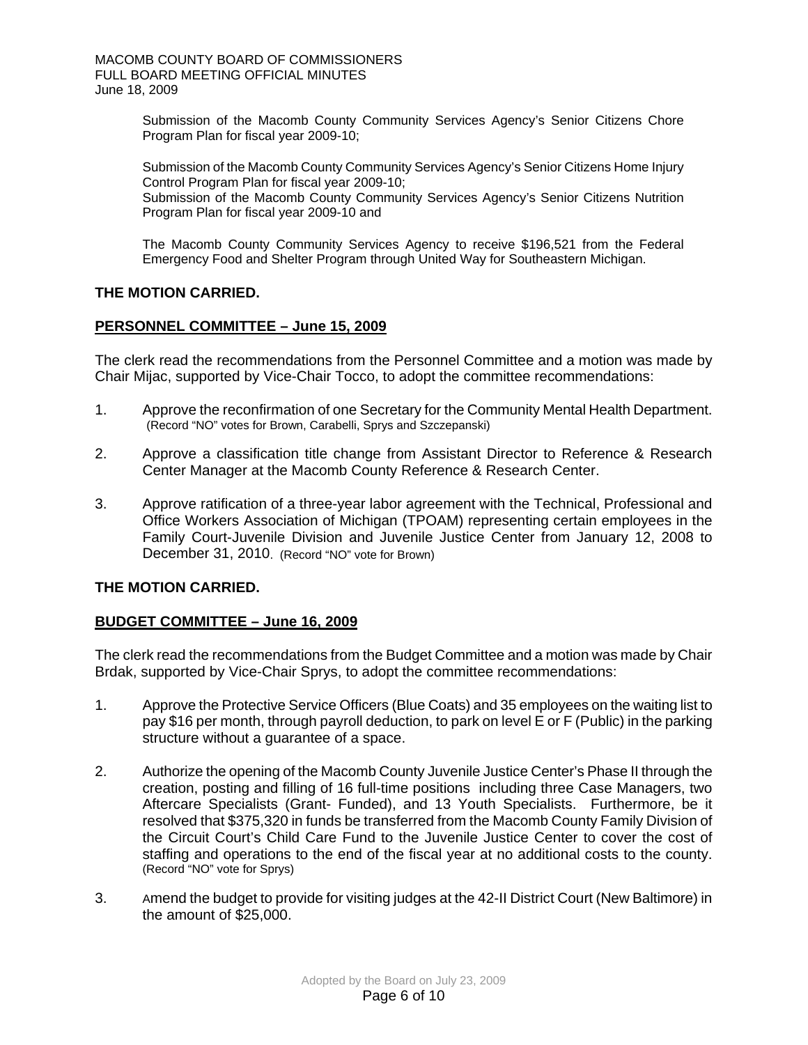Submission of the Macomb County Community Services Agency's Senior Citizens Chore Program Plan for fiscal year 2009-10;

Submission of the Macomb County Community Services Agency's Senior Citizens Home Injury Control Program Plan for fiscal year 2009-10;
Submission of the Macomb County Community Services Agency's Senior Citizens Nutrition Program Plan for fiscal year 2009-10 and

The Macomb County Community Services Agency to receive $196,521 from the Federal Emergency Food and Shelter Program through United Way for Southeastern Michigan.

**THE MOTION CARRIED.**

**PERSONNEL COMMITTEE – June 15, 2009**

The clerk read the recommendations from the Personnel Committee and a motion was made by Chair Mijac, supported by Vice-Chair Tocco, to adopt the committee recommendations:

1. Approve the reconfirmation of one Secretary for the Community Mental Health Department. (Record "NO" votes for Brown, Carabelli, Sprys and Szczepanski)

2. Approve a classification title change from Assistant Director to Reference & Research Center Manager at the Macomb County Reference & Research Center.

3. Approve ratification of a three-year labor agreement with the Technical, Professional and Office Workers Association of Michigan (TPOAM) representing certain employees in the Family Court-Juvenile Division and Juvenile Justice Center from January 12, 2008 to December 31, 2010. (Record "NO" vote for Brown)

**THE MOTION CARRIED.**

**BUDGET COMMITTEE – June 16, 2009**

The clerk read the recommendations from the Budget Committee and a motion was made by Chair Brdak, supported by Vice-Chair Sprys, to adopt the committee recommendations:

1. Approve the Protective Service Officers (Blue Coats) and 35 employees on the waiting list to pay $16 per month, through payroll deduction, to park on level E or F (Public) in the parking structure without a guarantee of a space.

2. Authorize the opening of the Macomb County Juvenile Justice Center's Phase II through the creation, posting and filling of 16 full-time positions including three Case Managers, two Aftercare Specialists (Grant- Funded), and 13 Youth Specialists. Furthermore, be it resolved that $375,320 in funds be transferred from the Macomb County Family Division of the Circuit Court's Child Care Fund to the Juvenile Justice Center to cover the cost of staffing and operations to the end of the fiscal year at no additional costs to the county. (Record "NO" vote for Sprys)

3. Amend the budget to provide for visiting judges at the 42-II District Court (New Baltimore) in the amount of $25,000.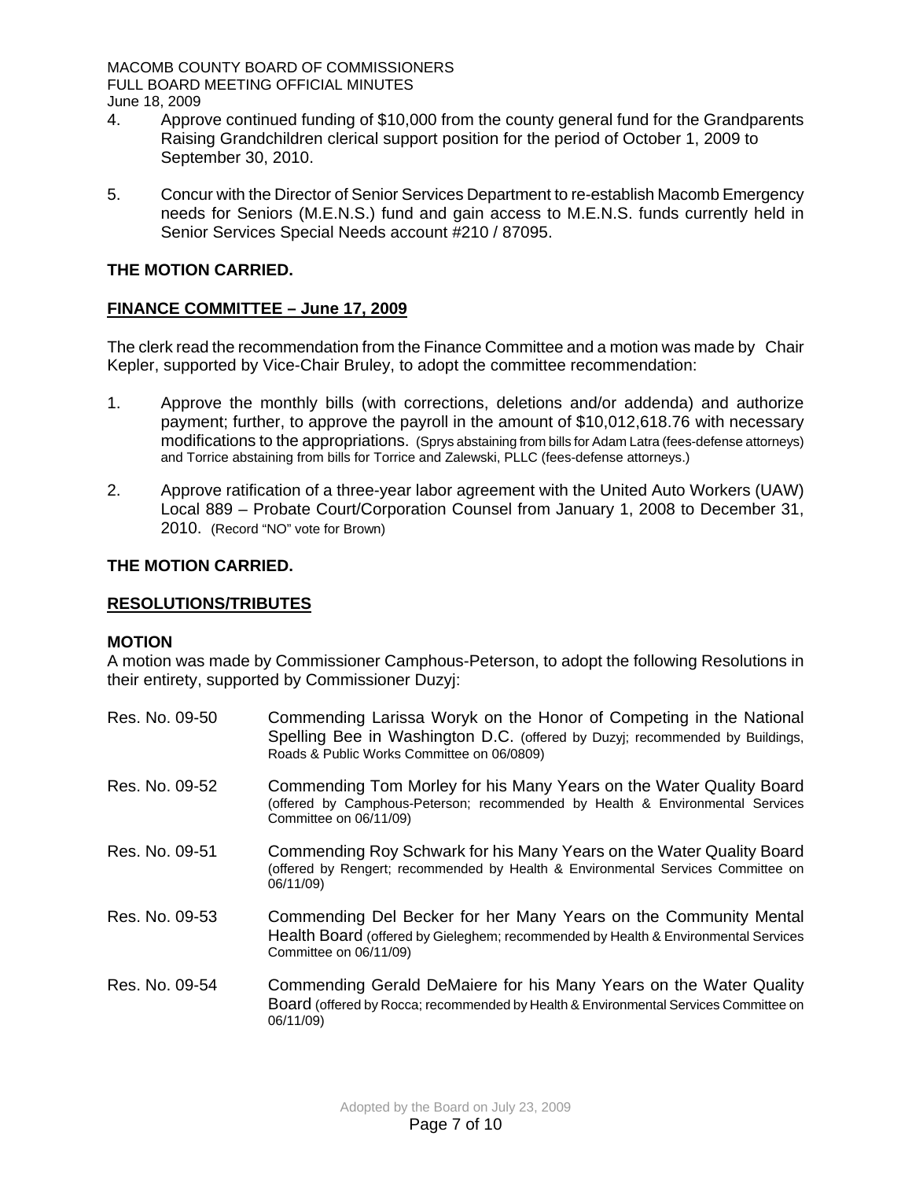4. Approve continued funding of $10,000 from the county general fund for the Grandparents Raising Grandchildren clerical support position for the period of October 1, 2009 to September 30, 2010.

5. Concur with the Director of Senior Services Department to re-establish Macomb Emergency needs for Seniors (M.E.N.S.) fund and gain access to M.E.N.S. funds currently held in Senior Services Special Needs account #210 / 87095.

**THE MOTION CARRIED.**

**FINANCE COMMITTEE – June 17, 2009**

The clerk read the recommendation from the Finance Committee and a motion was made by Chair Kepler, supported by Vice-Chair Bruley, to adopt the committee recommendation:

1. Approve the monthly bills (with corrections, deletions and/or addenda) and authorize payment; further, to approve the payroll in the amount of $10,012,618.76 with necessary modifications to the appropriations. (Sprys abstaining from bills for Adam Latra (fees-defense attorneys) and Torrice abstaining from bills for Torrice and Zalewski, PLLC (fees-defense attorneys.)

2. Approve ratification of a three-year labor agreement with the United Auto Workers (UAW) Local 889 – Probate Court/Corporation Counsel from January 1, 2008 to December 31, 2010. (Record "NO" vote for Brown)

**THE MOTION CARRIED.**

**RESOLUTIONS/TRIBUTES**

**MOTION**

A motion was made by Commissioner Camphous-Peterson, to adopt the following Resolutions in their entirety, supported by Commissioner Duzyj:

Res. No. 09-50 — Commending Larissa Woryk on the Honor of Competing in the National Spelling Bee in Washington D.C. (offered by Duzyj; recommended by Buildings, Roads & Public Works Committee on 06/0809)

Res. No. 09-52 — Commending Tom Morley for his Many Years on the Water Quality Board (offered by Camphous-Peterson; recommended by Health & Environmental Services Committee on 06/11/09)

Res. No. 09-51 — Commending Roy Schwark for his Many Years on the Water Quality Board (offered by Rengert; recommended by Health & Environmental Services Committee on 06/11/09)

Res. No. 09-53 — Commending Del Becker for her Many Years on the Community Mental Health Board (offered by Gieleghem; recommended by Health & Environmental Services Committee on 06/11/09)

Res. No. 09-54 — Commending Gerald DeMaiere for his Many Years on the Water Quality Board (offered by Rocca; recommended by Health & Environmental Services Committee on 06/11/09)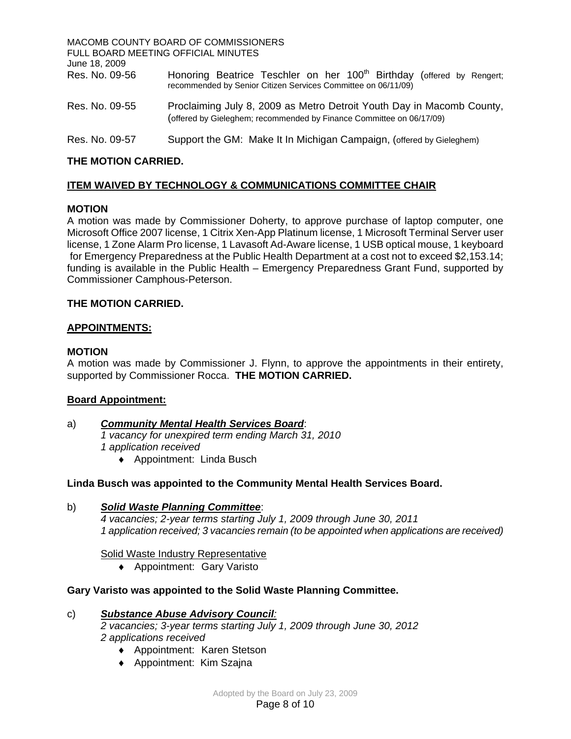| | |
|---|---|
| Res. No. 09-56 | Honoring Beatrice Teschler on her 100th Birthday (offered by Rengert; recommended by Senior Citizen Services Committee on 06/11/09) |
| Res. No. 09-55 | Proclaiming July 8, 2009 as Metro Detroit Youth Day in Macomb County, (offered by Gieleghem; recommended by Finance Committee on 06/17/09) |
| Res. No. 09-57 | Support the GM: Make It In Michigan Campaign, (offered by Gieleghem) |

**THE MOTION CARRIED.**

**ITEM WAIVED BY TECHNOLOGY & COMMUNICATIONS COMMITTEE CHAIR**

**MOTION**

A motion was made by Commissioner Doherty, to approve purchase of laptop computer, one Microsoft Office 2007 license, 1 Citrix Xen-App Platinum license, 1 Microsoft Terminal Server user license, 1 Zone Alarm Pro license, 1 Lavasoft Ad-Aware license, 1 USB optical mouse, 1 keyboard for Emergency Preparedness at the Public Health Department at a cost not to exceed $2,153.14; funding is available in the Public Health – Emergency Preparedness Grant Fund, supported by Commissioner Camphous-Peterson.

**THE MOTION CARRIED.**

**APPOINTMENTS:**

**MOTION**

A motion was made by Commissioner J. Flynn, to approve the appointments in their entirety, supported by Commissioner Rocca. **THE MOTION CARRIED.**

**Board Appointment:**

a) ***Community Mental Health Services Board***:
*1 vacancy for unexpired term ending March 31, 2010*
*1 application received*
- Appointment: Linda Busch

**Linda Busch was appointed to the Community Mental Health Services Board.**

b) ***Solid Waste Planning Committee***:
*4 vacancies; 2-year terms starting July 1, 2009 through June 30, 2011*
*1 application received; 3 vacancies remain (to be appointed when applications are received)*

Solid Waste Industry Representative
- Appointment: Gary Varisto

**Gary Varisto was appointed to the Solid Waste Planning Committee.**

c) ***Substance Abuse Advisory Council:***
*2 vacancies; 3-year terms starting July 1, 2009 through June 30, 2012*
*2 applications received*
- Appointment: Karen Stetson
- Appointment: Kim Szajna

Adopted by the Board on July 23, 2009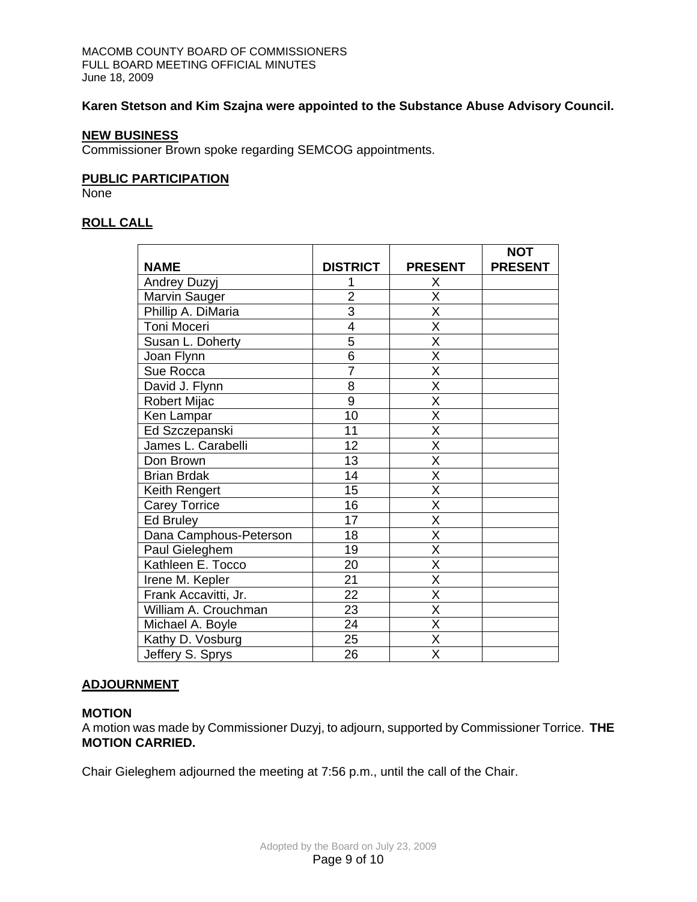**Karen Stetson and Kim Szajna were appointed to the Substance Abuse Advisory Council.**

## NEW BUSINESS

Commissioner Brown spoke regarding SEMCOG appointments.

## PUBLIC PARTICIPATION

None

## ROLL CALL

| NAME | DISTRICT | PRESENT | NOT PRESENT |
|---|---|---|---|
| Andrey Duzyj | 1 | X | |
| Marvin Sauger | 2 | X | |
| Phillip A. DiMaria | 3 | X | |
| Toni Moceri | 4 | X | |
| Susan L. Doherty | 5 | X | |
| Joan Flynn | 6 | X | |
| Sue Rocca | 7 | X | |
| David J. Flynn | 8 | X | |
| Robert Mijac | 9 | X | |
| Ken Lampar | 10 | X | |
| Ed Szczepanski | 11 | X | |
| James L. Carabelli | 12 | X | |
| Don Brown | 13 | X | |
| Brian Brdak | 14 | X | |
| Keith Rengert | 15 | X | |
| Carey Torrice | 16 | X | |
| Ed Bruley | 17 | X | |
| Dana Camphous-Peterson | 18 | X | |
| Paul Gieleghem | 19 | X | |
| Kathleen E. Tocco | 20 | X | |
| Irene M. Kepler | 21 | X | |
| Frank Accavitti, Jr. | 22 | X | |
| William A. Crouchman | 23 | X | |
| Michael A. Boyle | 24 | X | |
| Kathy D. Vosburg | 25 | X | |
| Jeffery S. Sprys | 26 | X | |

## ADJOURNMENT

**MOTION**

A motion was made by Commissioner Duzyj, to adjourn, supported by Commissioner Torrice. **THE MOTION CARRIED.**

Chair Gieleghem adjourned the meeting at 7:56 p.m., until the call of the Chair.

Adopted by the Board on July 23, 2009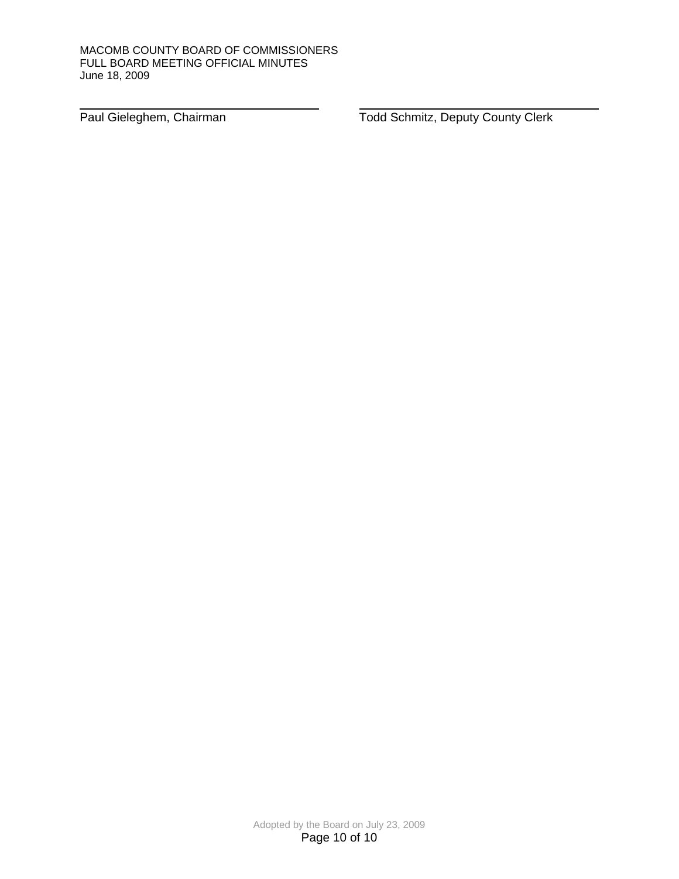Paul Gieleghem, Chairman

Todd Schmitz, Deputy County Clerk